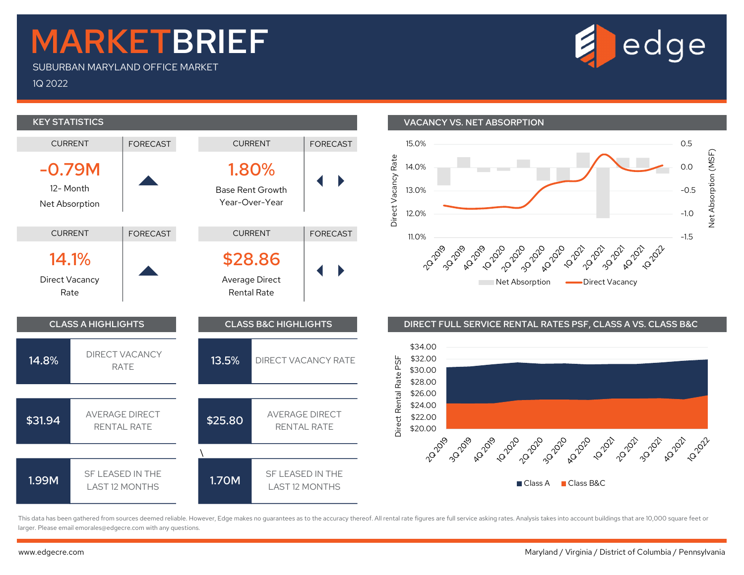# MARKETBRIEF

SUBURBAN MARYLAND OFFICE MARKET

1Q 2022

edge

## KEY STATISTICS

| CURRENT | FORECAST |
|---|---|
| **-0.79M** 12- Month Net Absorption | ▲ |
| **1.80%** Base Rent Growth Year-Over-Year | ◀ ▶ |
| **14.1%** Direct Vacancy Rate | ▲ |
| **$28.86** Average Direct Rental Rate | ◀ ▶ |

## VACANCY VS. NET ABSORPTION

Direct Vacancy Rate: 15.0%, 14.0%, 13.0%, 12.0%, 11.0%

Net Absorption (MSF): 0.5, 0.0, -0.5, -1.0, -1.5

2Q 2019, 3Q 2019, 4Q 2019, 1Q 2020, 2Q 2020, 3Q 2020, 4Q 2020, 1Q 2021, 2Q 2021, 3Q 2021, 4Q 2021, 1Q 2022

Net Absorption — Direct Vacancy

## CLASS A HIGHLIGHTS

| | |
|---|---|
| 14.8% | DIRECT VACANCY RATE |
| $31.94 | AVERAGE DIRECT RENTAL RATE |
| 1.99M | SF LEASED IN THE LAST 12 MONTHS |

## CLASS B&C HIGHLIGHTS

| | |
|---|---|
| 13.5% | DIRECT VACANCY RATE |
| $25.80 | AVERAGE DIRECT RENTAL RATE |
| 1.70M | SF LEASED IN THE LAST 12 MONTHS |

## DIRECT FULL SERVICE RENTAL RATES PSF, CLASS A VS. CLASS B&C

Direct Rental Rate PSF: $34.00, $32.00, $30.00, $28.00, $26.00, $24.00, $22.00, $20.00

2Q 2019, 3Q 2019, 4Q 2019, 1Q 2020, 2Q 2020, 3Q 2020, 4Q 2020, 1Q 2021, 2Q 2021, 3Q 2021, 4Q 2021, 1Q 2022

Class A — Class B&C

This data has been gathered from sources deemed reliable. However, Edge makes no guarantees as to the accuracy thereof. All rental rate figures are full service asking rates. Analysis takes into account buildings that are 10,000 square feet or larger. Please email emorales@edgecre.com with any questions.

www.edgecre.com Maryland / Virginia / District of Columbia / Pennsylvania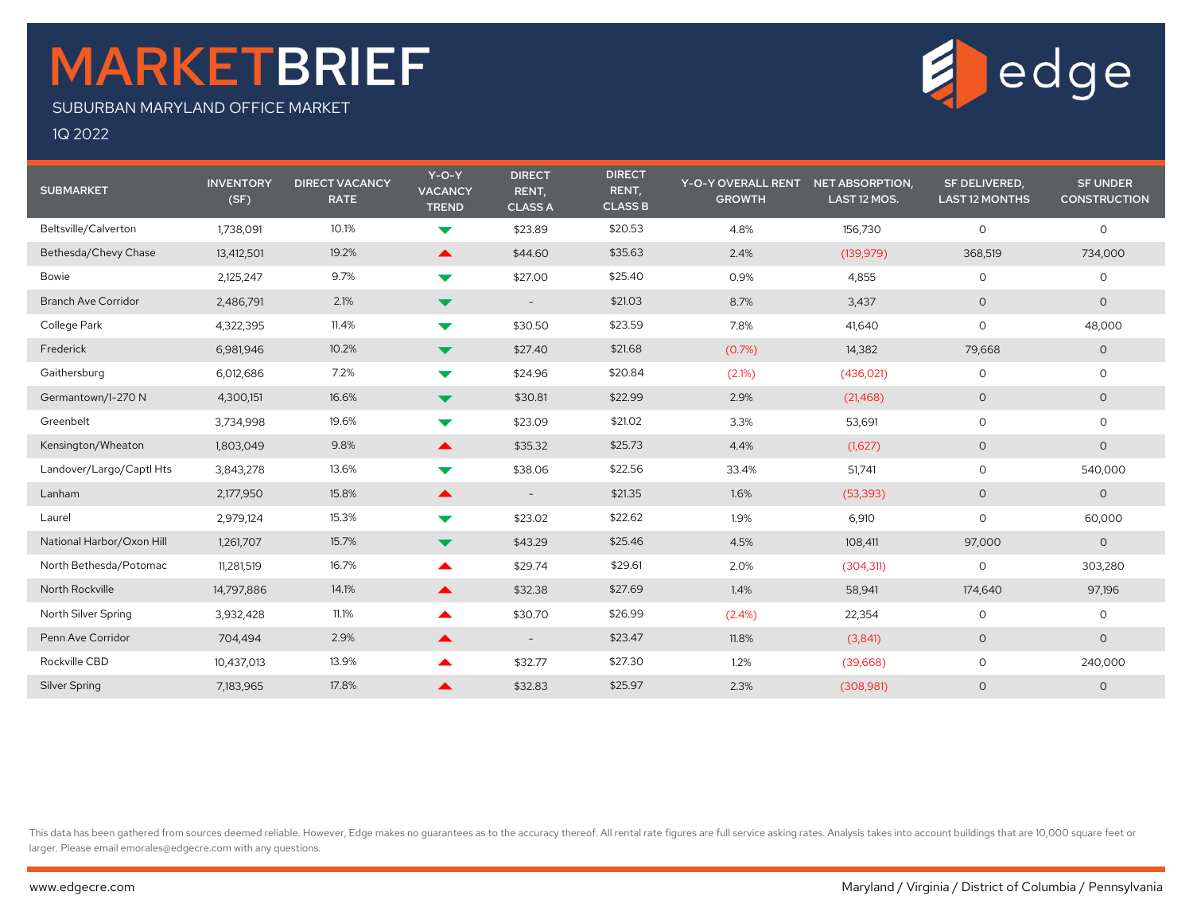# MARKETBRIEF

SUBURBAN MARYLAND OFFICE MARKET

1Q 2022

| SUBMARKET | INVENTORY (SF) | DIRECT VACANCY RATE | Y-O-Y VACANCY TREND | DIRECT RENT, CLASS A | DIRECT RENT, CLASS B | Y-O-Y OVERALL RENT GROWTH | NET ABSORPTION, LAST 12 MOS. | SF DELIVERED, LAST 12 MONTHS | SF UNDER CONSTRUCTION |
|---|---|---|---|---|---|---|---|---|---|
| Beltsville/Calverton | 1,738,091 | 10.1% | ▼ | $23.89 | $20.53 | 4.8% | 156,730 | 0 | 0 |
| Bethesda/Chevy Chase | 13,412,501 | 19.2% | ▲ | $44.60 | $35.63 | 2.4% | (139,979) | 368,519 | 734,000 |
| Bowie | 2,125,247 | 9.7% | ▼ | $27.00 | $25.40 | 0.9% | 4,855 | 0 | 0 |
| Branch Ave Corridor | 2,486,791 | 2.1% | ▼ | - | $21.03 | 8.7% | 3,437 | 0 | 0 |
| College Park | 4,322,395 | 11.4% | ▼ | $30.50 | $23.59 | 7.8% | 41,640 | 0 | 48,000 |
| Frederick | 6,981,946 | 10.2% | ▼ | $27.40 | $21.68 | (0.7%) | 14,382 | 79,668 | 0 |
| Gaithersburg | 6,012,686 | 7.2% | ▼ | $24.96 | $20.84 | (2.1%) | (436,021) | 0 | 0 |
| Germantown/I-270 N | 4,300,151 | 16.6% | ▼ | $30.81 | $22.99 | 2.9% | (21,468) | 0 | 0 |
| Greenbelt | 3,734,998 | 19.6% | ▼ | $23.09 | $21.02 | 3.3% | 53,691 | 0 | 0 |
| Kensington/Wheaton | 1,803,049 | 9.8% | ▲ | $35.32 | $25.73 | 4.4% | (1,627) | 0 | 0 |
| Landover/Largo/Captl Hts | 3,843,278 | 13.6% | ▼ | $38.06 | $22.56 | 33.4% | 51,741 | 0 | 540,000 |
| Lanham | 2,177,950 | 15.8% | ▲ | - | $21.35 | 1.6% | (53,393) | 0 | 0 |
| Laurel | 2,979,124 | 15.3% | ▼ | $23.02 | $22.62 | 1.9% | 6,910 | 0 | 60,000 |
| National Harbor/Oxon Hill | 1,261,707 | 15.7% | ▼ | $43.29 | $25.46 | 4.5% | 108,411 | 97,000 | 0 |
| North Bethesda/Potomac | 11,281,519 | 16.7% | ▲ | $29.74 | $29.61 | 2.0% | (304,311) | 0 | 303,280 |
| North Rockville | 14,797,886 | 14.1% | ▲ | $32.38 | $27.69 | 1.4% | 58,941 | 174,640 | 97,196 |
| North Silver Spring | 3,932,428 | 11.1% | ▲ | $30.70 | $26.99 | (2.4%) | 22,354 | 0 | 0 |
| Penn Ave Corridor | 704,494 | 2.9% | ▲ | - | $23.47 | 11.8% | (3,841) | 0 | 0 |
| Rockville CBD | 10,437,013 | 13.9% | ▲ | $32.77 | $27.30 | 1.2% | (39,668) | 0 | 240,000 |
| Silver Spring | 7,183,965 | 17.8% | ▲ | $32.83 | $25.97 | 2.3% | (308,981) | 0 | 0 |

This data has been gathered from sources deemed reliable. However, Edge makes no guarantees as to the accuracy thereof. All rental rate figures are full service asking rates. Analysis takes into account buildings that are 10,000 square feet or larger. Please email emorales@edgecre.com with any questions.

www.edgecre.com

Maryland / Virginia / District of Columbia / Pennsylvania